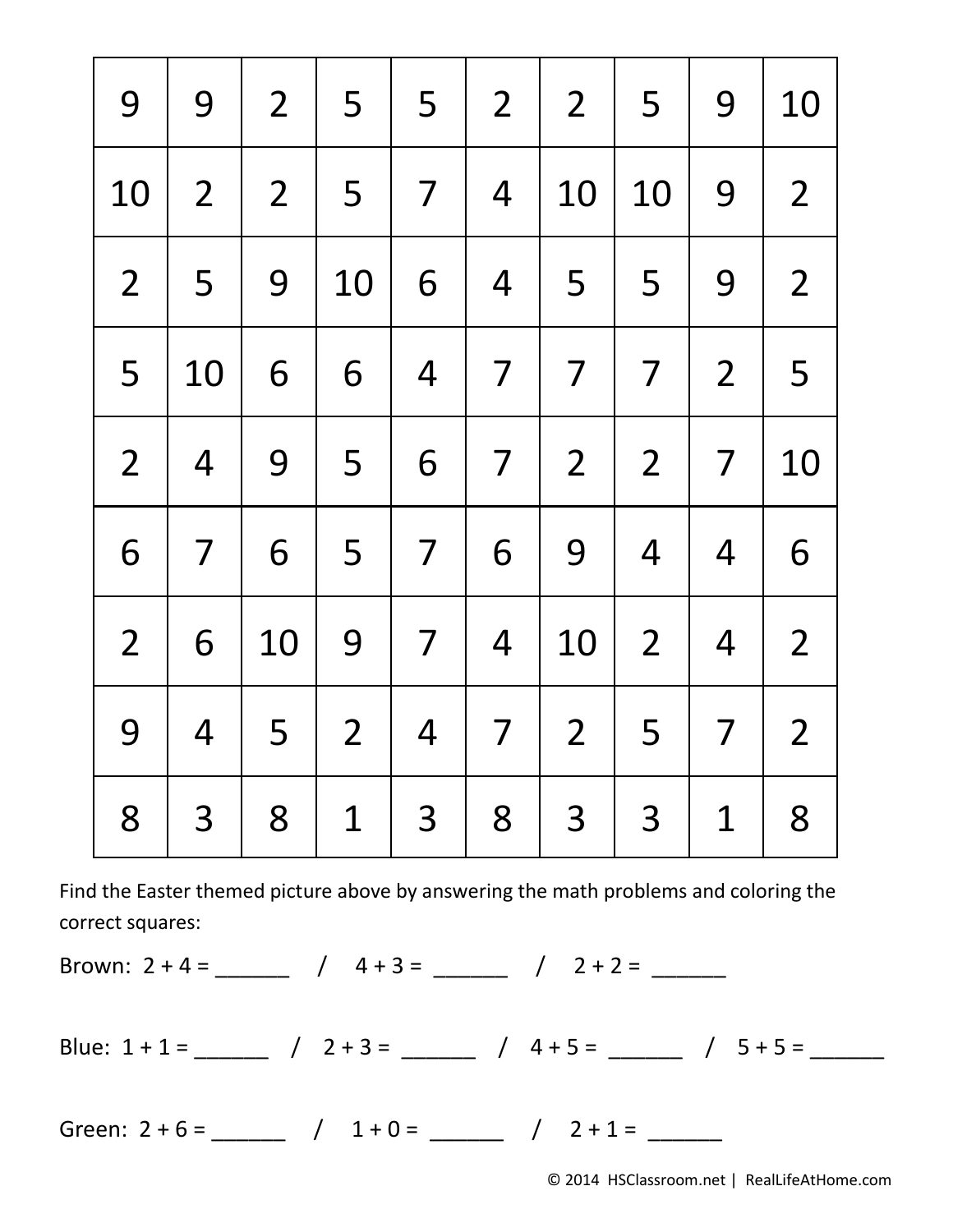| | | | | | | | | | |
|---|---|---|---|---|---|---|---|---|---|
| 9 | 9 | 2 | 5 | 5 | 2 | 2 | 5 | 9 | 10 |
| 10 | 2 | 2 | 5 | 7 | 4 | 10 | 10 | 9 | 2 |
| 2 | 5 | 9 | 10 | 6 | 4 | 5 | 5 | 9 | 2 |
| 5 | 10 | 6 | 6 | 4 | 7 | 7 | 7 | 2 | 5 |
| 2 | 4 | 9 | 5 | 6 | 7 | 2 | 2 | 7 | 10 |
| 6 | 7 | 6 | 5 | 7 | 6 | 9 | 4 | 4 | 6 |
| 2 | 6 | 10 | 9 | 7 | 4 | 10 | 2 | 4 | 2 |
| 9 | 4 | 5 | 2 | 4 | 7 | 2 | 5 | 7 | 2 |
| 8 | 3 | 8 | 1 | 3 | 8 | 3 | 3 | 1 | 8 |

Find the Easter themed picture above by answering the math problems and coloring the correct squares:

Brown: $2 + 4 =$ _______ / $4 + 3 =$ _______ / $2 + 2 =$ _______

Blue: $1 + 1 =$ _______ / $2 + 3 =$ _______ / $4 + 5 =$ _______ / $5 + 5 =$ _______

Green: $2 + 6 =$ _______ / $1 + 0 =$ _______ / $2 + 1 =$ _______

© 2014 HSClassroom.net | RealLifeAtHome.com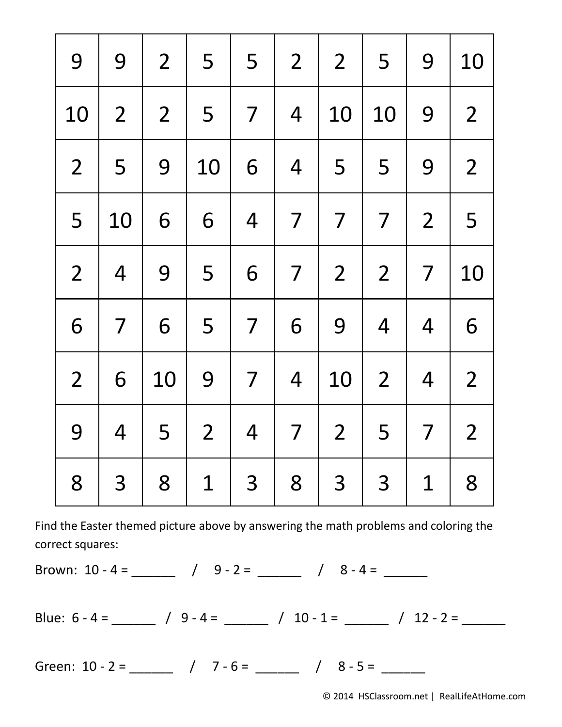| 9 | 9 | 2 | 5 | 5 | 2 | 2 | 5 | 9 | 10 |
|---|---|---|---|---|---|---|---|---|---|
| 10 | 2 | 2 | 5 | 7 | 4 | 10 | 10 | 9 | 2 |
| 2 | 5 | 9 | 10 | 6 | 4 | 5 | 5 | 9 | 2 |
| 5 | 10 | 6 | 6 | 4 | 7 | 7 | 7 | 2 | 5 |
| 2 | 4 | 9 | 5 | 6 | 7 | 2 | 2 | 7 | 10 |
| 6 | 7 | 6 | 5 | 7 | 6 | 9 | 4 | 4 | 6 |
| 2 | 6 | 10 | 9 | 7 | 4 | 10 | 2 | 4 | 2 |
| 9 | 4 | 5 | 2 | 4 | 7 | 2 | 5 | 7 | 2 |
| 8 | 3 | 8 | 1 | 3 | 8 | 3 | 3 | 1 | 8 |

Find the Easter themed picture above by answering the math problems and coloring the correct squares:

Brown: 10 - 4 = ______ / 9 - 2 = ______ / 8 - 4 = ______

Blue: 6 - 4 = ______ / 9 - 4 = ______ / 10 - 1 = ______ / 12 - 2 = ______

Green: 10 - 2 = ______ / 7 - 6 = ______ / 8 - 5 = ______

© 2014 HSClassroom.net | RealLifeAtHome.com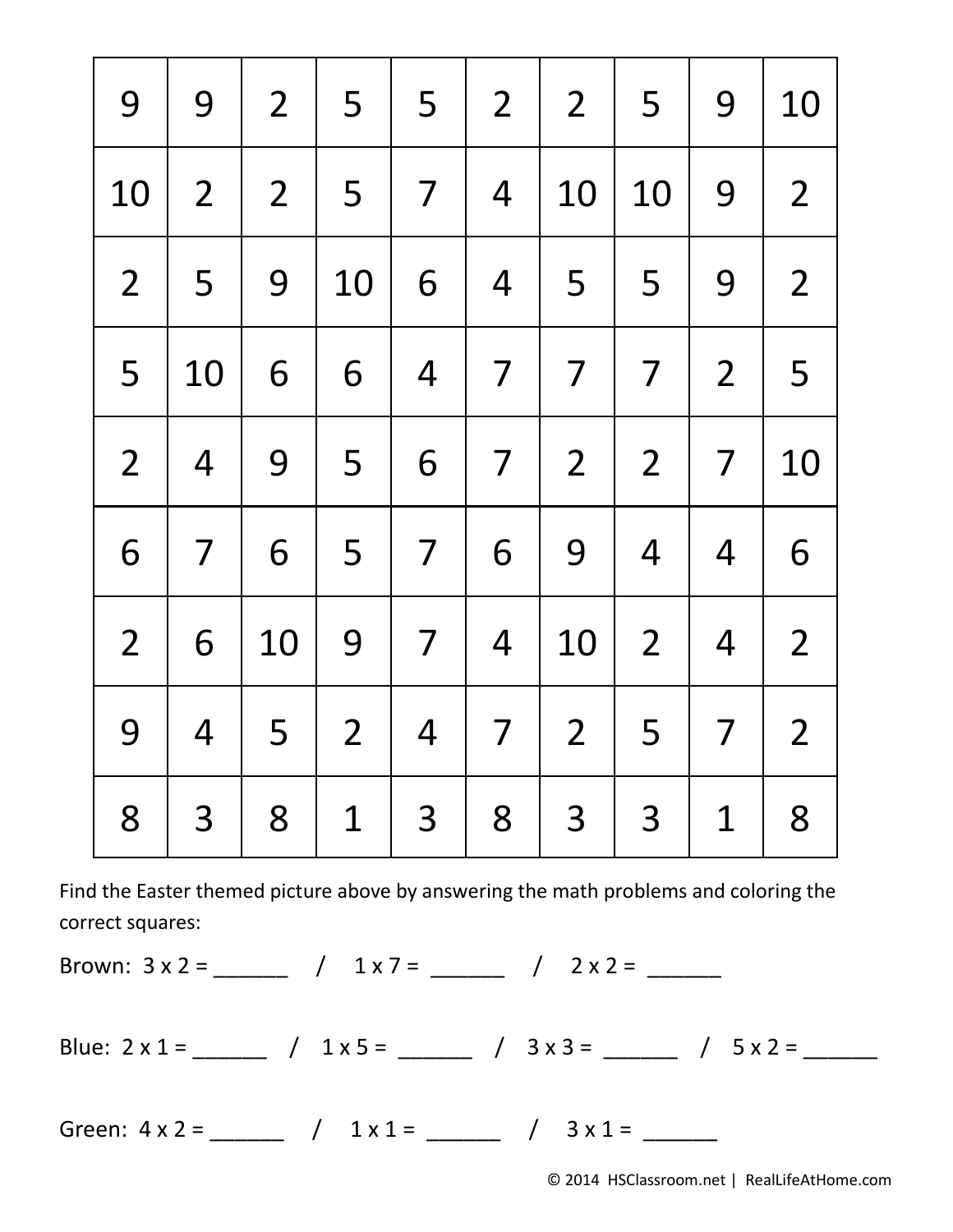| 9 | 9 | 2 | 5 | 5 | 2 | 2 | 5 | 9 | 10 |
|---|---|---|---|---|---|---|---|---|---|
| 10 | 2 | 2 | 5 | 7 | 4 | 10 | 10 | 9 | 2 |
| 2 | 5 | 9 | 10 | 6 | 4 | 5 | 5 | 9 | 2 |
| 5 | 10 | 6 | 6 | 4 | 7 | 7 | 7 | 2 | 5 |
| 2 | 4 | 9 | 5 | 6 | 7 | 2 | 2 | 7 | 10 |
| 6 | 7 | 6 | 5 | 7 | 6 | 9 | 4 | 4 | 6 |
| 2 | 6 | 10 | 9 | 7 | 4 | 10 | 2 | 4 | 2 |
| 9 | 4 | 5 | 2 | 4 | 7 | 2 | 5 | 7 | 2 |
| 8 | 3 | 8 | 1 | 3 | 8 | 3 | 3 | 1 | 8 |

Find the Easter themed picture above by answering the math problems and coloring the correct squares:

Brown: 3 x 2 = ______ / 1 x 7 = ______ / 2 x 2 = ______

Blue: 2 x 1 = ______ / 1 x 5 = ______ / 3 x 3 = ______ / 5 x 2 = ______

Green: 4 x 2 = ______ / 1 x 1 = ______ / 3 x 1 = ______

© 2014 HSClassroom.net | RealLifeAtHome.com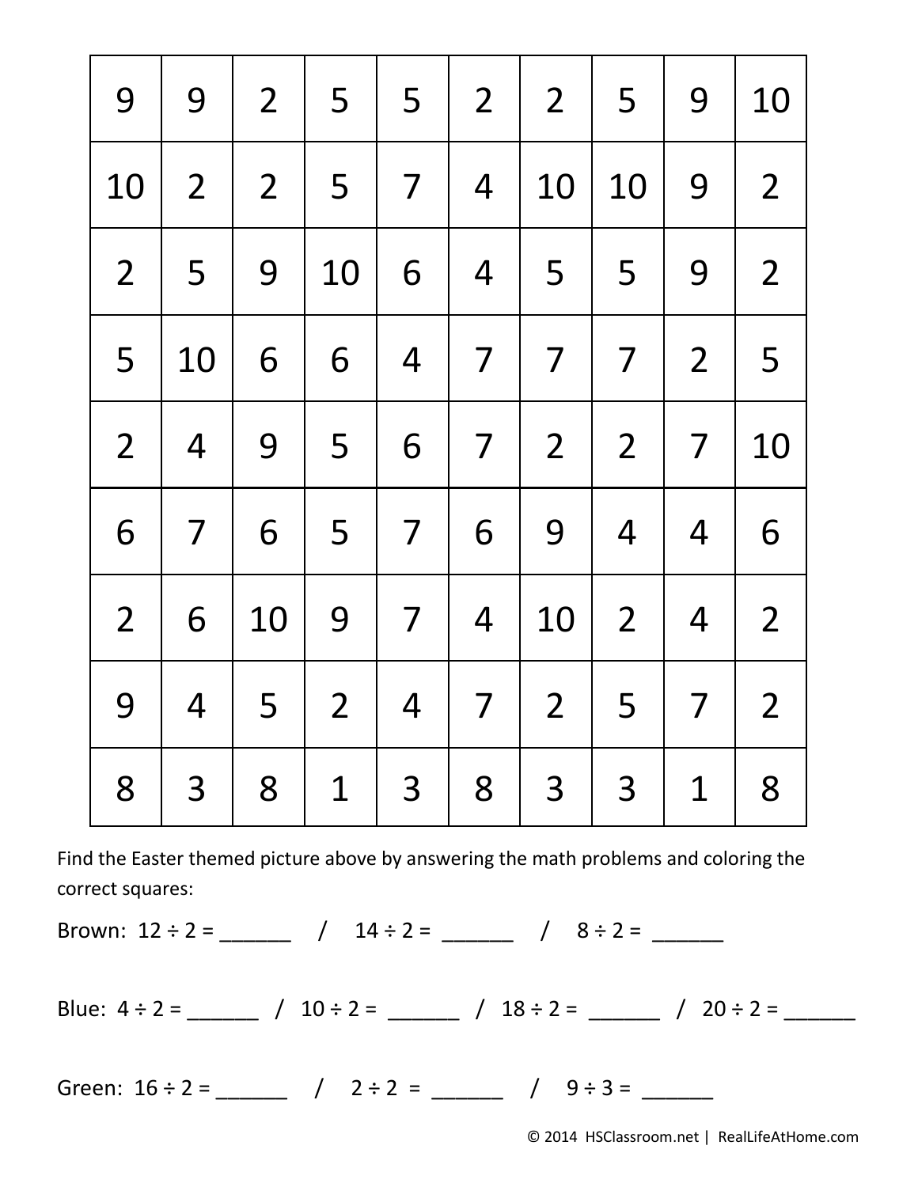| | | | | | | | | | |
|---|---|---|---|---|---|---|---|---|---|
| 9 | 9 | 2 | 5 | 5 | 2 | 2 | 5 | 9 | 10 |
| 10 | 2 | 2 | 5 | 7 | 4 | 10 | 10 | 9 | 2 |
| 2 | 5 | 9 | 10 | 6 | 4 | 5 | 5 | 9 | 2 |
| 5 | 10 | 6 | 6 | 4 | 7 | 7 | 7 | 2 | 5 |
| 2 | 4 | 9 | 5 | 6 | 7 | 2 | 2 | 7 | 10 |
| 6 | 7 | 6 | 5 | 7 | 6 | 9 | 4 | 4 | 6 |
| 2 | 6 | 10 | 9 | 7 | 4 | 10 | 2 | 4 | 2 |
| 9 | 4 | 5 | 2 | 4 | 7 | 2 | 5 | 7 | 2 |
| 8 | 3 | 8 | 1 | 3 | 8 | 3 | 3 | 1 | 8 |

Find the Easter themed picture above by answering the math problems and coloring the correct squares:

Brown: 12 ÷ 2 = ______ / 14 ÷ 2 = ______ / 8 ÷ 2 = ______

Blue: 4 ÷ 2 = ______ / 10 ÷ 2 = ______ / 18 ÷ 2 = ______ / 20 ÷ 2 = ______

Green: 16 ÷ 2 = ______ / 2 ÷ 2 = ______ / 9 ÷ 3 = ______

© 2014 HSClassroom.net | RealLifeAtHome.com